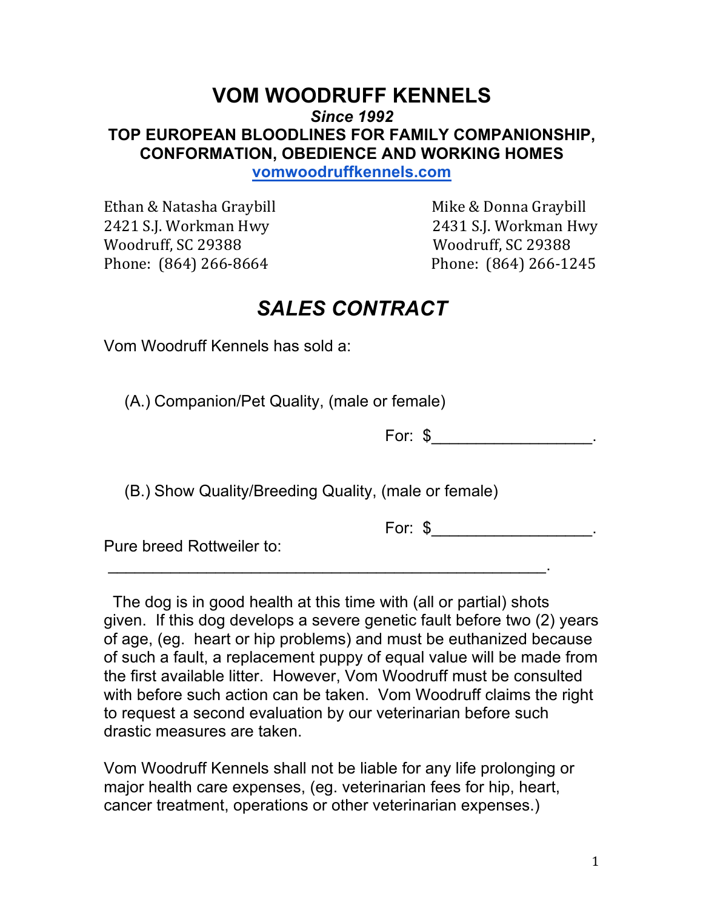# VOM WOODRUFF KENNELS

***Since 1992***

**TOP EUROPEAN BLOODLINES FOR FAMILY COMPANIONSHIP, CONFORMATION, OBEDIENCE AND WORKING HOMES**

**vomwoodruffkennels.com**

Ethan & Natasha Graybill
2421 S.J. Workman Hwy
Woodruff, SC 29388
Phone: (864) 266-8664

Mike & Donna Graybill
2431 S.J. Workman Hwy
Woodruff, SC 29388
Phone: (864) 266-1245

## *SALES CONTRACT*

Vom Woodruff Kennels has sold a:

(A.) Companion/Pet Quality, (male or female)

For: $__________________.

(B.) Show Quality/Breeding Quality, (male or female)

For: $__________________.

Pure breed Rottweiler to:

_________________________________________________.

The dog is in good health at this time with (all or partial) shots given. If this dog develops a severe genetic fault before two (2) years of age, (eg. heart or hip problems) and must be euthanized because of such a fault, a replacement puppy of equal value will be made from the first available litter. However, Vom Woodruff must be consulted with before such action can be taken. Vom Woodruff claims the right to request a second evaluation by our veterinarian before such drastic measures are taken.

Vom Woodruff Kennels shall not be liable for any life prolonging or major health care expenses, (eg. veterinarian fees for hip, heart, cancer treatment, operations or other veterinarian expenses.)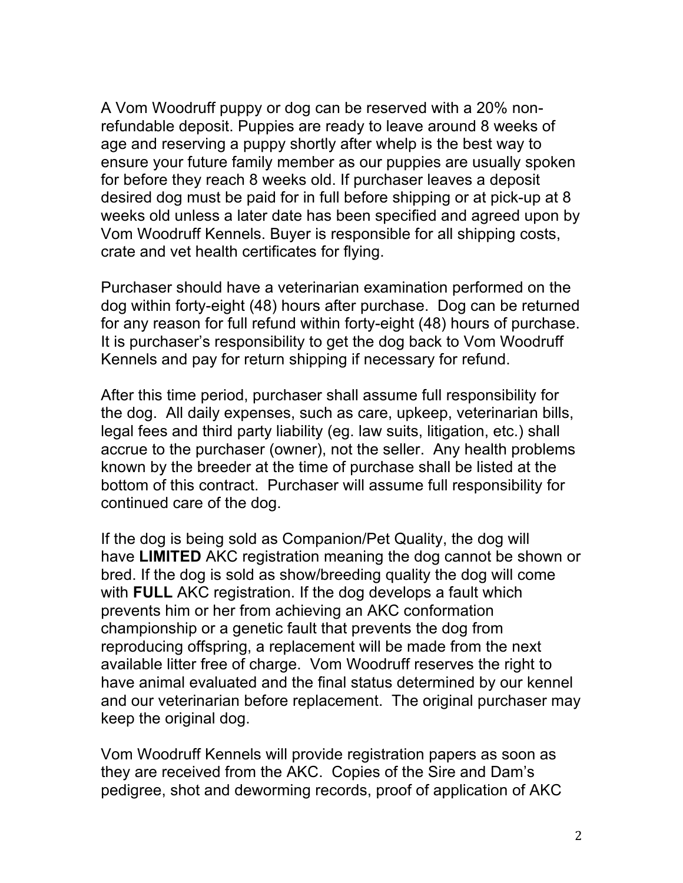A Vom Woodruff puppy or dog can be reserved with a 20% non-refundable deposit. Puppies are ready to leave around 8 weeks of age and reserving a puppy shortly after whelp is the best way to ensure your future family member as our puppies are usually spoken for before they reach 8 weeks old. If purchaser leaves a deposit desired dog must be paid for in full before shipping or at pick-up at 8 weeks old unless a later date has been specified and agreed upon by Vom Woodruff Kennels. Buyer is responsible for all shipping costs, crate and vet health certificates for flying.

Purchaser should have a veterinarian examination performed on the dog within forty-eight (48) hours after purchase. Dog can be returned for any reason for full refund within forty-eight (48) hours of purchase. It is purchaser's responsibility to get the dog back to Vom Woodruff Kennels and pay for return shipping if necessary for refund.

After this time period, purchaser shall assume full responsibility for the dog. All daily expenses, such as care, upkeep, veterinarian bills, legal fees and third party liability (eg. law suits, litigation, etc.) shall accrue to the purchaser (owner), not the seller. Any health problems known by the breeder at the time of purchase shall be listed at the bottom of this contract. Purchaser will assume full responsibility for continued care of the dog.

If the dog is being sold as Companion/Pet Quality, the dog will have **LIMITED** AKC registration meaning the dog cannot be shown or bred. If the dog is sold as show/breeding quality the dog will come with **FULL** AKC registration. If the dog develops a fault which prevents him or her from achieving an AKC conformation championship or a genetic fault that prevents the dog from reproducing offspring, a replacement will be made from the next available litter free of charge. Vom Woodruff reserves the right to have animal evaluated and the final status determined by our kennel and our veterinarian before replacement. The original purchaser may keep the original dog.

Vom Woodruff Kennels will provide registration papers as soon as they are received from the AKC. Copies of the Sire and Dam's pedigree, shot and deworming records, proof of application of AKC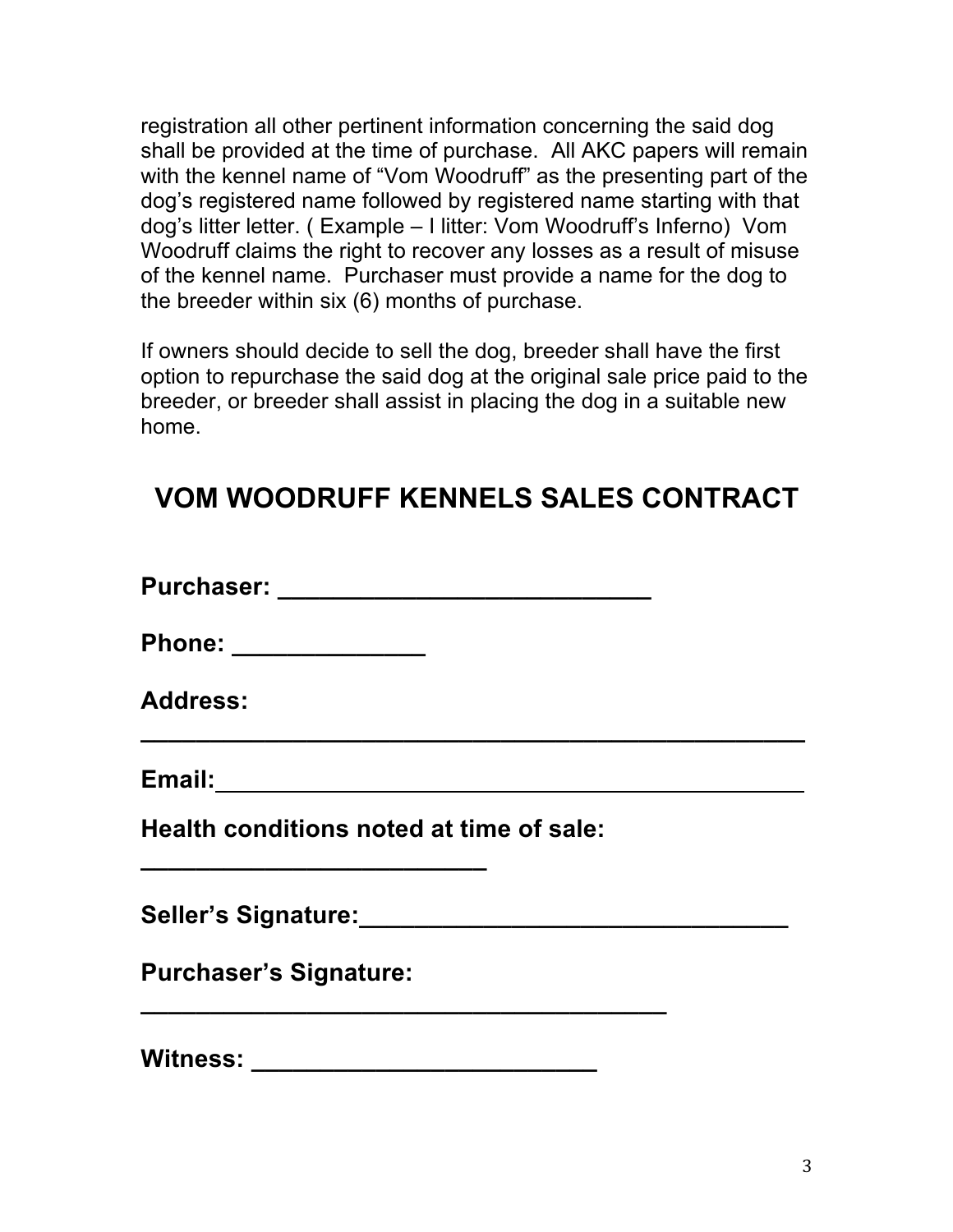registration all other pertinent information concerning the said dog shall be provided at the time of purchase. All AKC papers will remain with the kennel name of “Vom Woodruff” as the presenting part of the dog’s registered name followed by registered name starting with that dog’s litter letter. ( Example – I litter: Vom Woodruff’s Inferno) Vom Woodruff claims the right to recover any losses as a result of misuse of the kennel name. Purchaser must provide a name for the dog to the breeder within six (6) months of purchase.

If owners should decide to sell the dog, breeder shall have the first option to repurchase the said dog at the original sale price paid to the breeder, or breeder shall assist in placing the dog in a suitable new home.

# VOM WOODRUFF KENNELS SALES CONTRACT

**Purchaser: ___________________________**

**Phone: ______________**

**Address:**
**________________________________________________**

**Email:__________________________________________**

**Health conditions noted at time of sale:**
**_________________________**

**Seller’s Signature:_______________________________**

**Purchaser’s Signature:**
**______________________________________**

**Witness: _________________________**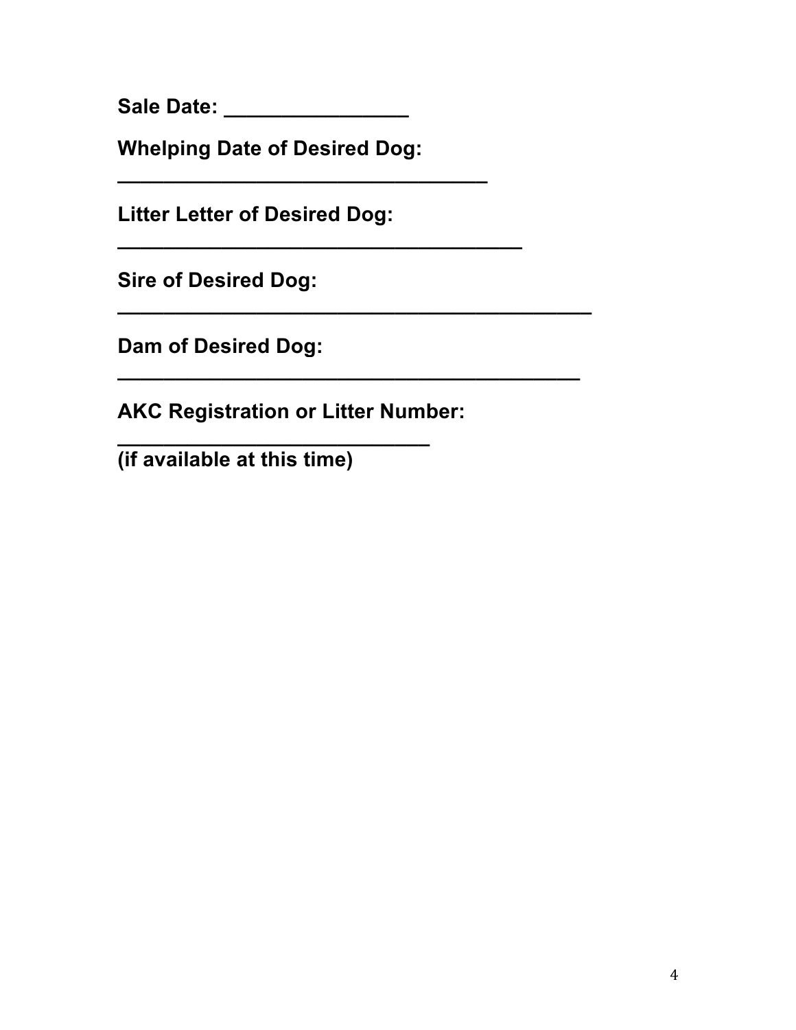**Sale Date: ________________**

**Whelping Date of Desired Dog:**

**________________________________**

**Litter Letter of Desired Dog:**

**___________________________________**

**Sire of Desired Dog:**

**_________________________________________**

**Dam of Desired Dog:**

**________________________________________**

**AKC Registration or Litter Number:**

**___________________________**

**(if available at this time)**